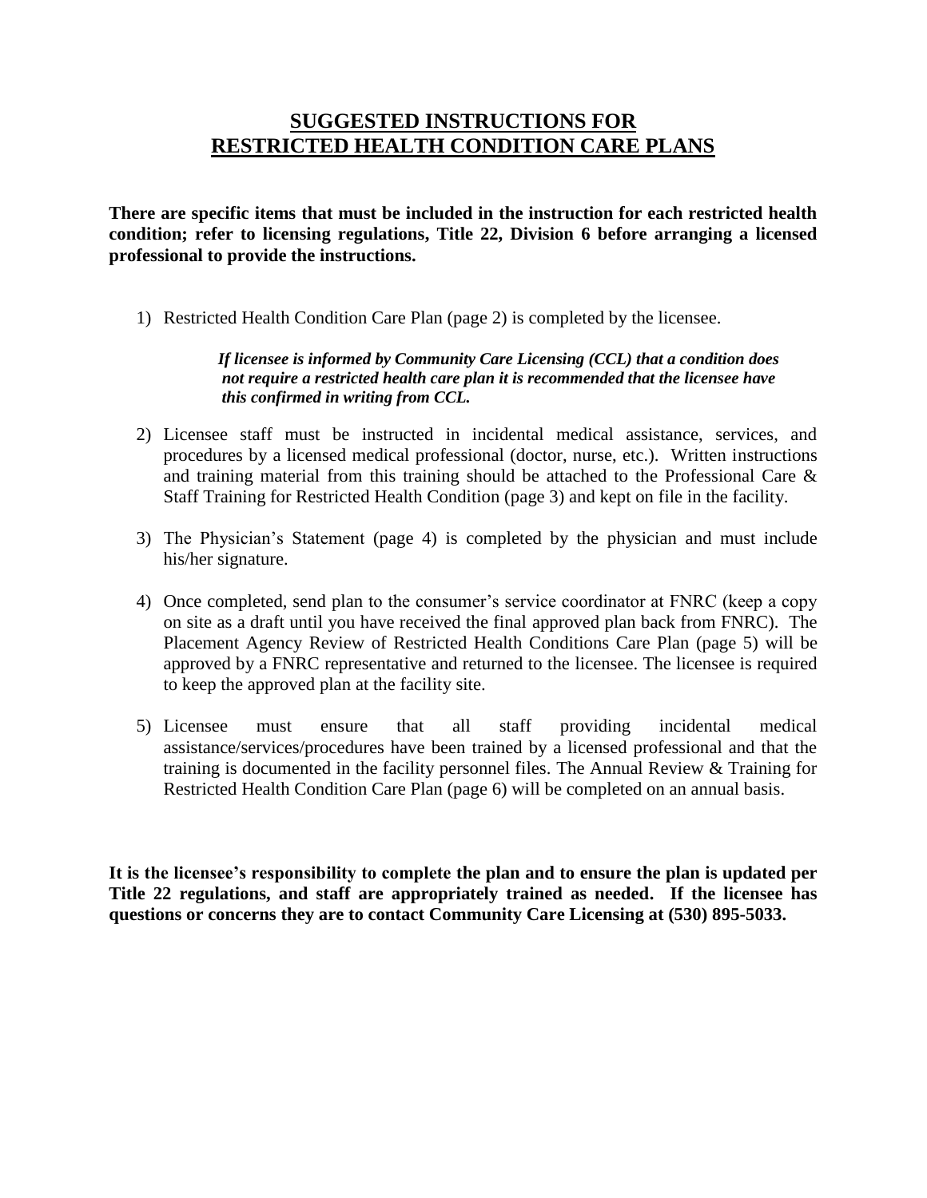# SUGGESTED INSTRUCTIONS FOR RESTRICTED HEALTH CONDITION CARE PLANS

**There are specific items that must be included in the instruction for each restricted health condition; refer to licensing regulations, Title 22, Division 6 before arranging a licensed professional to provide the instructions.**

1) Restricted Health Condition Care Plan (page 2) is completed by the licensee.

   *If licensee is informed by Community Care Licensing (CCL) that a condition does not require a restricted health care plan it is recommended that the licensee have this confirmed in writing from CCL.*

2) Licensee staff must be instructed in incidental medical assistance, services, and procedures by a licensed medical professional (doctor, nurse, etc.). Written instructions and training material from this training should be attached to the Professional Care & Staff Training for Restricted Health Condition (page 3) and kept on file in the facility.

3) The Physician's Statement (page 4) is completed by the physician and must include his/her signature.

4) Once completed, send plan to the consumer's service coordinator at FNRC (keep a copy on site as a draft until you have received the final approved plan back from FNRC). The Placement Agency Review of Restricted Health Conditions Care Plan (page 5) will be approved by a FNRC representative and returned to the licensee. The licensee is required to keep the approved plan at the facility site.

5) Licensee must ensure that all staff providing incidental medical assistance/services/procedures have been trained by a licensed professional and that the training is documented in the facility personnel files. The Annual Review & Training for Restricted Health Condition Care Plan (page 6) will be completed on an annual basis.

**It is the licensee's responsibility to complete the plan and to ensure the plan is updated per Title 22 regulations, and staff are appropriately trained as needed. If the licensee has questions or concerns they are to contact Community Care Licensing at (530) 895-5033.**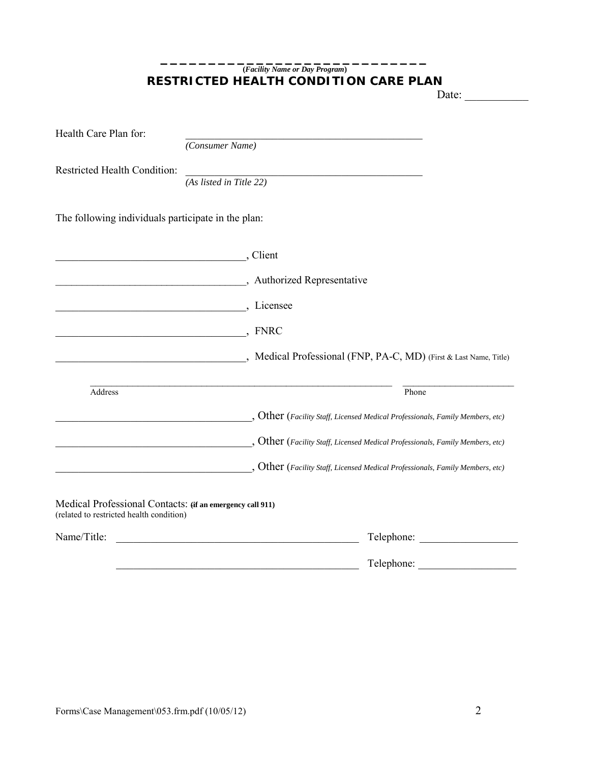\_\_\_\_\_\_\_\_\_\_\_\_\_\_\_\_\_\_\_\_\_\_\_\_\_\_\_\_\_\_

**(*Facility Name or Day Program*)**

# RESTRICTED HEALTH CONDITION CARE PLAN

Date: ___________

Health Care Plan for: ______________________________________________
*(Consumer Name)*

Restricted Health Condition: ______________________________________________
*(As listed in Title 22)*

The following individuals participate in the plan:

___________________________________, Client

___________________________________, Authorized Representative

___________________________________, Licensee

___________________________________, FNRC

___________________________________, Medical Professional (FNP, PA-C, MD) (First & Last Name, Title)

___________________________________________________________ ______________________
Address Phone

___________________________________, Other (*Facility Staff, Licensed Medical Professionals, Family Members, etc*)

___________________________________, Other (*Facility Staff, Licensed Medical Professionals, Family Members, etc*)

___________________________________, Other (*Facility Staff, Licensed Medical Professionals, Family Members, etc*)

Medical Professional Contacts: **(if an emergency call 911)**
(related to restricted health condition)

Name/Title: ______________________________________________ Telephone: __________________

______________________________________________ Telephone: __________________

Forms\Case Management\053.frm.pdf (10/05/12)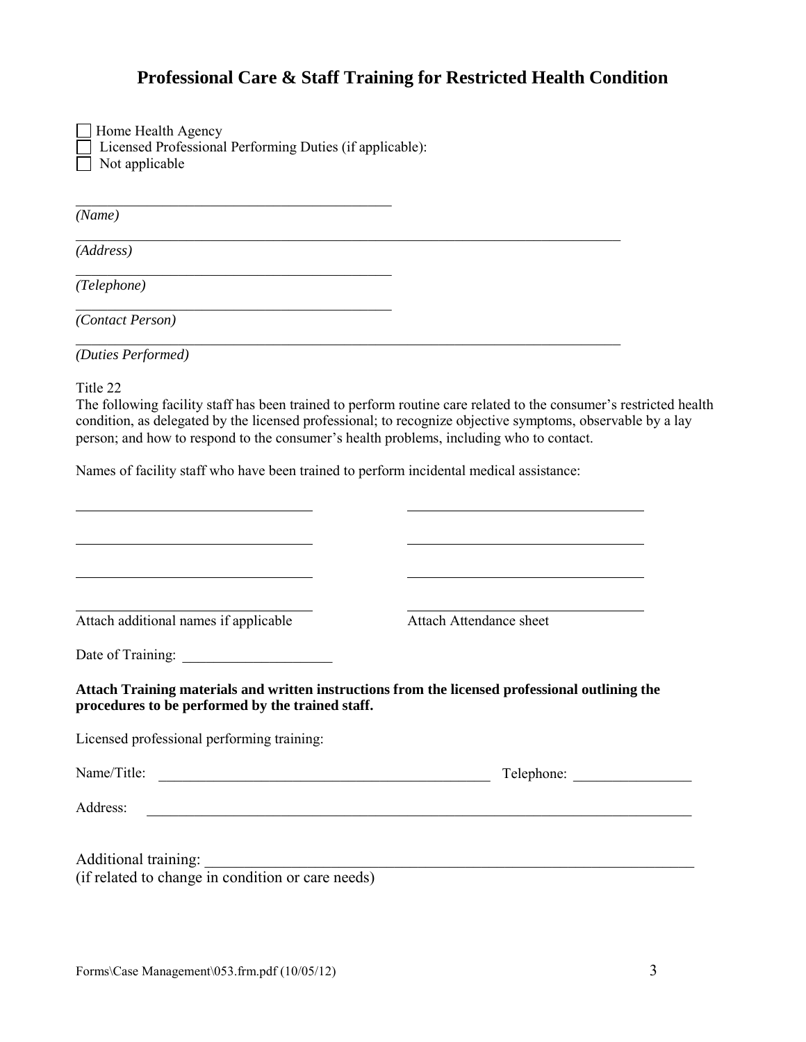# Professional Care & Staff Training for Restricted Health Condition

- ☐ Home Health Agency
- ☐ Licensed Professional Performing Duties (if applicable):
- ☐ Not applicable

_______________________________________________
*(Name)*

_______________________________________________________________________________
*(Address)*

_______________________________________________
*(Telephone)*

_______________________________________________
*(Contact Person)*

_______________________________________________________________________________
*(Duties Performed)*

Title 22
The following facility staff has been trained to perform routine care related to the consumer's restricted health condition, as delegated by the licensed professional; to recognize objective symptoms, observable by a lay person; and how to respond to the consumer's health problems, including who to contact.

Names of facility staff who have been trained to perform incidental medical assistance:

___________________________________ ___________________________________

___________________________________ ___________________________________

___________________________________ ___________________________________

___________________________________ ___________________________________

Attach additional names if applicable Attach Attendance sheet

Date of Training: _____________________

**Attach Training materials and written instructions from the licensed professional outlining the procedures to be performed by the trained staff.**

Licensed professional performing training:

Name/Title: _________________________________________________ Telephone: _________________

Address: ________________________________________________________________________________

Additional training: ______________________________________________________________________
(if related to change in condition or care needs)

Forms\Case Management\053.frm.pdf (10/05/12)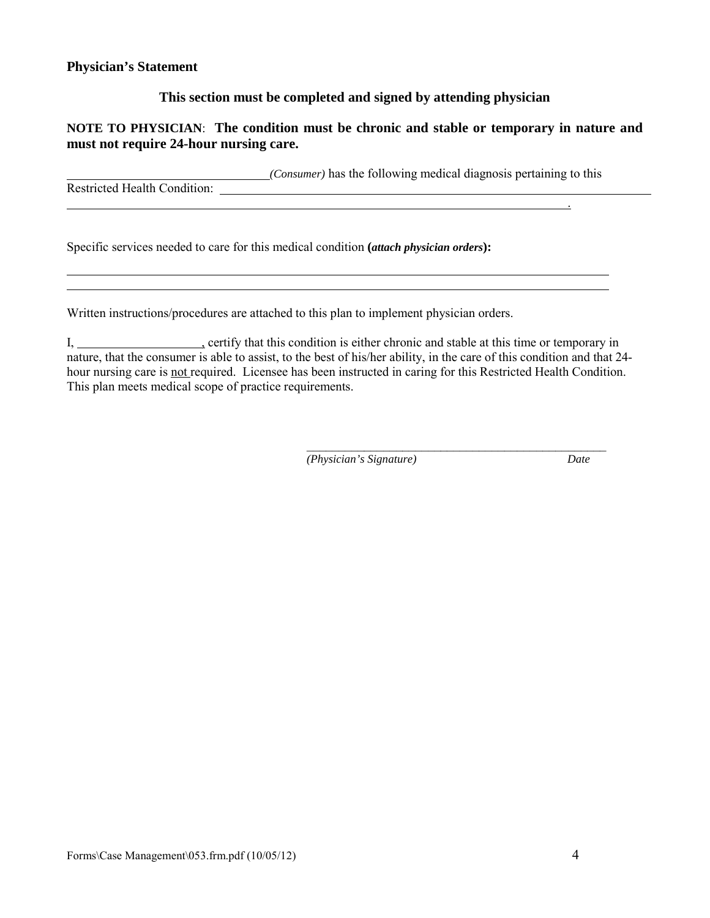**Physician's Statement**

**This section must be completed and signed by attending physician**

**NOTE TO PHYSICIAN**: **The condition must be chronic and stable or temporary in nature and must not require 24-hour nursing care.**

\_\_\_\_\_\_\_\_\_\_\_\_\_\_\_\_\_\_\_\_\_\_\_\_\_\_\_\_\_\_\_\_\_*(Consumer)* has the following medical diagnosis pertaining to this Restricted Health Condition: \_\_\_\_\_\_\_\_\_\_\_\_\_\_\_\_\_\_\_\_\_\_\_\_\_\_\_\_\_\_\_\_\_\_\_\_\_\_\_\_\_\_\_\_\_\_\_\_\_\_\_\_\_\_\_\_\_\_\_\_\_\_\_\_
\_\_\_\_\_\_\_\_\_\_\_\_\_\_\_\_\_\_\_\_\_\_\_\_\_\_\_\_\_\_\_\_\_\_\_\_\_\_\_\_\_\_\_\_\_\_\_\_\_\_\_\_\_\_\_\_\_\_\_\_\_\_\_\_\_\_\_\_\_\_\_\_\_\_\_\_\_\_\_\_\_\_\_\_.

Specific services needed to care for this medical condition **(*attach physician orders*):**

\_\_\_\_\_\_\_\_\_\_\_\_\_\_\_\_\_\_\_\_\_\_\_\_\_\_\_\_\_\_\_\_\_\_\_\_\_\_\_\_\_\_\_\_\_\_\_\_\_\_\_\_\_\_\_\_\_\_\_\_\_\_\_\_\_\_\_\_\_\_\_\_\_\_\_\_\_\_\_\_\_\_\_\_\_\_
\_\_\_\_\_\_\_\_\_\_\_\_\_\_\_\_\_\_\_\_\_\_\_\_\_\_\_\_\_\_\_\_\_\_\_\_\_\_\_\_\_\_\_\_\_\_\_\_\_\_\_\_\_\_\_\_\_\_\_\_\_\_\_\_\_\_\_\_\_\_\_\_\_\_\_\_\_\_\_\_\_\_\_\_\_\_

Written instructions/procedures are attached to this plan to implement physician orders.

I, \_\_\_\_\_\_\_\_\_\_\_\_\_\_\_\_\_\_\_\_, certify that this condition is either chronic and stable at this time or temporary in nature, that the consumer is able to assist, to the best of his/her ability, in the care of this condition and that 24-hour nursing care is not required. Licensee has been instructed in caring for this Restricted Health Condition. This plan meets medical scope of practice requirements.

\_\_\_\_\_\_\_\_\_\_\_\_\_\_\_\_\_\_\_\_\_\_\_\_\_\_\_\_\_\_\_\_\_\_\_\_\_\_\_\_\_\_\_\_\_\_\_\_\_\_\_\_
*(Physician's Signature)* *Date*

Forms\Case Management\053.frm.pdf (10/05/12)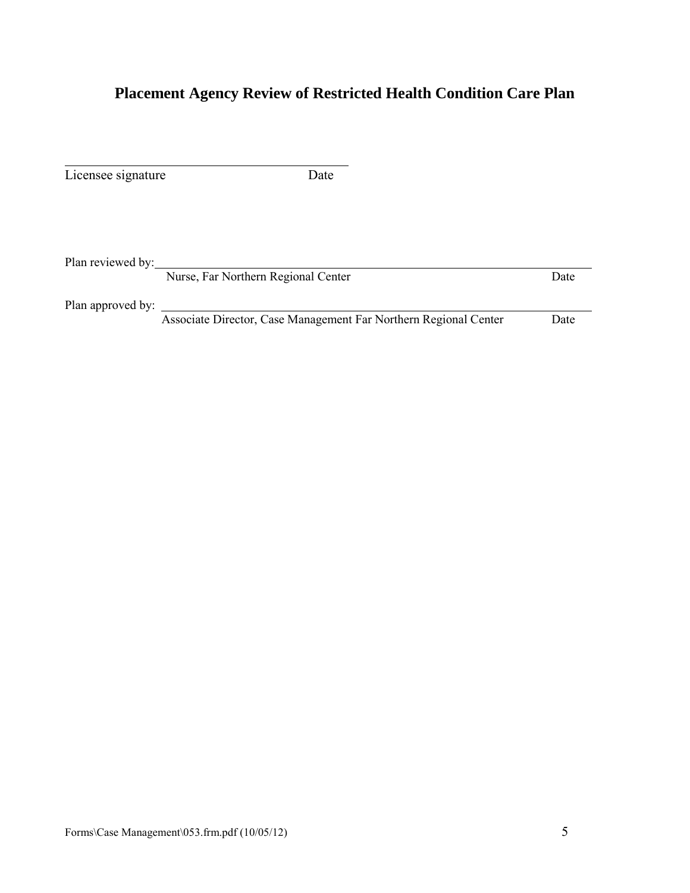# Placement Agency Review of Restricted Health Condition Care Plan

\_\_\_\_\_\_\_\_\_\_\_\_\_\_\_\_\_\_\_\_\_\_\_\_\_\_\_\_\_\_\_\_\_\_\_\_\_\_\_\_

Licensee signature Date

Plan reviewed by: \_\_\_\_\_\_\_\_\_\_\_\_\_\_\_\_\_\_\_\_\_\_\_\_\_\_\_\_\_\_\_\_\_\_\_\_\_\_\_\_\_\_\_\_\_\_\_\_\_\_\_\_\_\_\_\_\_\_\_\_

Nurse, Far Northern Regional Center Date

Plan approved by: \_\_\_\_\_\_\_\_\_\_\_\_\_\_\_\_\_\_\_\_\_\_\_\_\_\_\_\_\_\_\_\_\_\_\_\_\_\_\_\_\_\_\_\_\_\_\_\_\_\_\_\_\_\_\_\_\_\_\_\_

Associate Director, Case Management Far Northern Regional Center Date

Forms\Case Management\053.frm.pdf (10/05/12)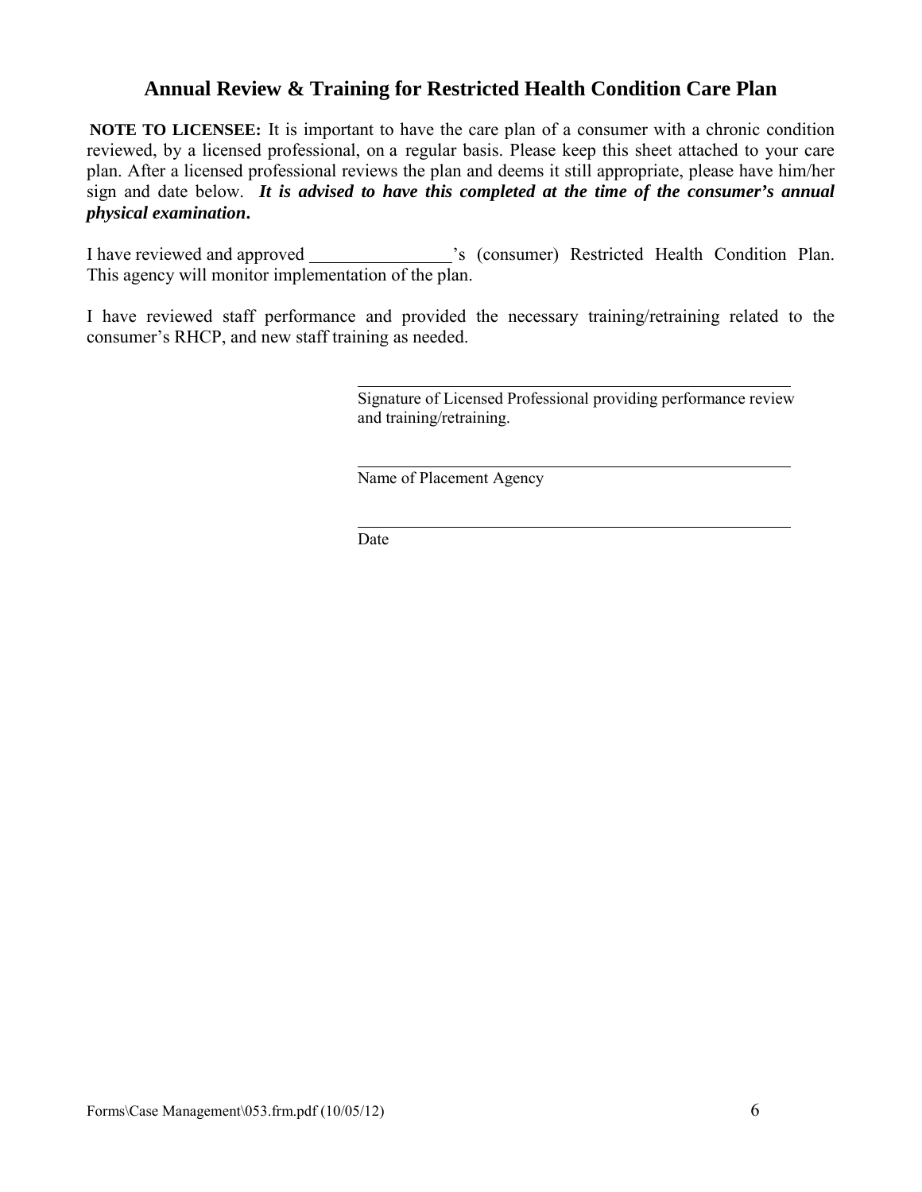# Annual Review & Training for Restricted Health Condition Care Plan

**NOTE TO LICENSEE:** It is important to have the care plan of a consumer with a chronic condition reviewed, by a licensed professional, on a regular basis. Please keep this sheet attached to your care plan. After a licensed professional reviews the plan and deems it still appropriate, please have him/her sign and date below. ***It is advised to have this completed at the time of the consumer's annual physical examination.***

I have reviewed and approved ________________'s (consumer) Restricted Health Condition Plan. This agency will monitor implementation of the plan.

I have reviewed staff performance and provided the necessary training/retraining related to the consumer's RHCP, and new staff training as needed.

______________________________________________
Signature of Licensed Professional providing performance review and training/retraining.

______________________________________________
Name of Placement Agency

______________________________________________
Date

Forms\Case Management\053.frm.pdf (10/05/12)